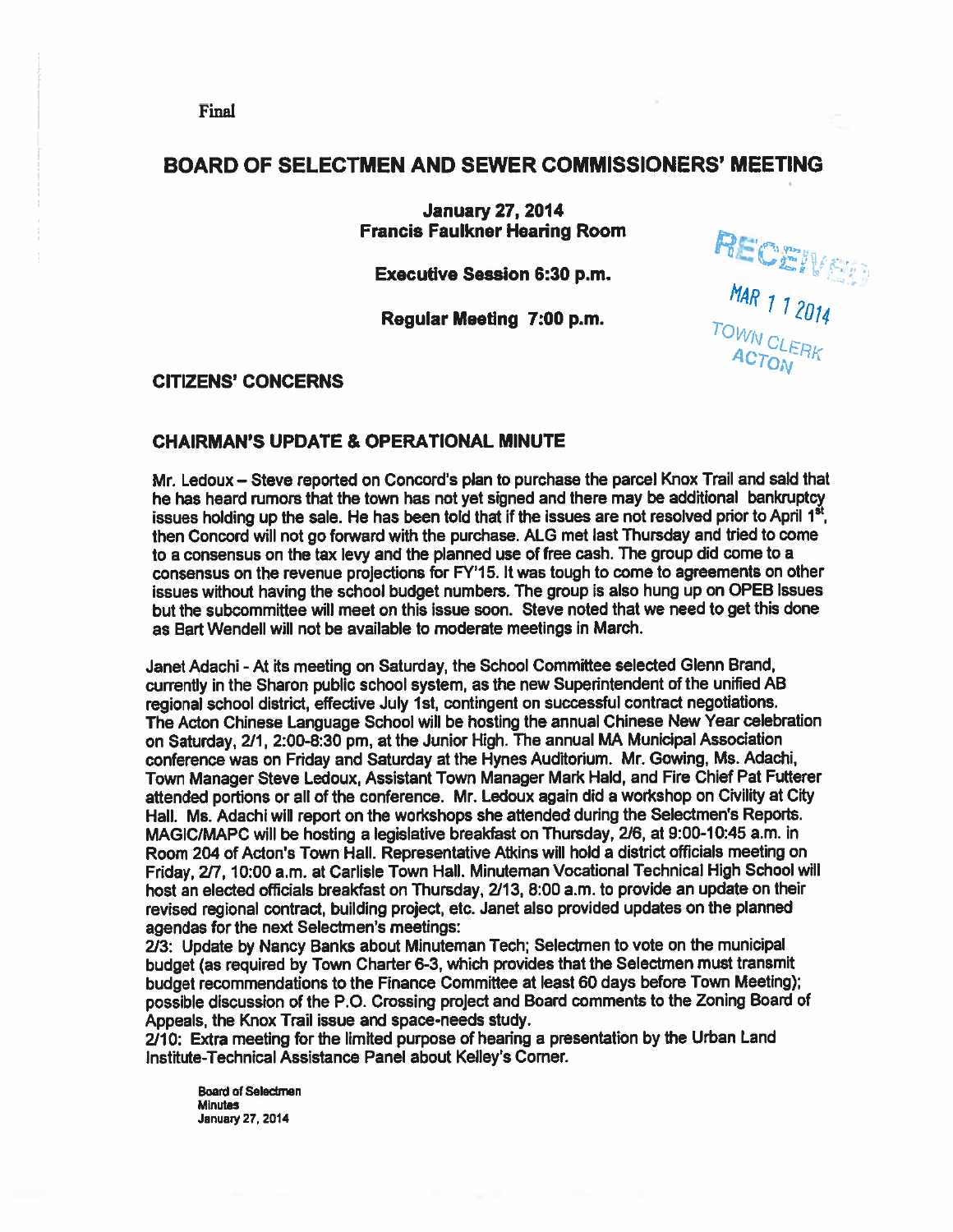Final

# BOARD OF SELECTMEN AND SEWER COMMISSIONERS' MEETING

**January 27, 2014**
**Francis Faulkner Hearing Room**

**Executive Session 6:30 p.m.**

**Regular Meeting 7:00 p.m.**

RECEIVED
MAR 11 2014
TOWN CLERK
ACTON

## CITIZENS' CONCERNS

## CHAIRMAN'S UPDATE & OPERATIONAL MINUTE

Mr. Ledoux – Steve reported on Concord's plan to purchase the parcel Knox Trail and said that he has heard rumors that the town has not yet signed and there may be additional bankruptcy issues holding up the sale. He has been told that if the issues are not resolved prior to April 1st, then Concord will not go forward with the purchase. ALG met last Thursday and tried to come to a consensus on the tax levy and the planned use of free cash. The group did come to a consensus on the revenue projections for FY'15. It was tough to come to agreements on other issues without having the school budget numbers. The group is also hung up on OPEB Issues but the subcommittee will meet on this issue soon. Steve noted that we need to get this done as Bart Wendell will not be available to moderate meetings in March.

Janet Adachi - At its meeting on Saturday, the School Committee selected Glenn Brand, currently in the Sharon public school system, as the new Superintendent of the unified AB regional school district, effective July 1st, contingent on successful contract negotiations. The Acton Chinese Language School will be hosting the annual Chinese New Year celebration on Saturday, 2/1, 2:00-8:30 pm, at the Junior High. The annual MA Municipal Association conference was on Friday and Saturday at the Hynes Auditorium. Mr. Gowing, Ms. Adachi, Town Manager Steve Ledoux, Assistant Town Manager Mark Hald, and Fire Chief Pat Futterer attended portions or all of the conference. Mr. Ledoux again did a workshop on Civility at City Hall. Ms. Adachi will report on the workshops she attended during the Selectmen's Reports. MAGIC/MAPC will be hosting a legislative breakfast on Thursday, 2/6, at 9:00-10:45 a.m. in Room 204 of Acton's Town Hall. Representative Atkins will hold a district officials meeting on Friday, 2/7, 10:00 a.m. at Carlisle Town Hall. Minuteman Vocational Technical High School will host an elected officials breakfast on Thursday, 2/13, 8:00 a.m. to provide an update on their revised regional contract, building project, etc. Janet also provided updates on the planned agendas for the next Selectmen's meetings:

2/3: Update by Nancy Banks about Minuteman Tech; Selectmen to vote on the municipal budget (as required by Town Charter 6-3, which provides that the Selectmen must transmit budget recommendations to the Finance Committee at least 60 days before Town Meeting); possible discussion of the P.O. Crossing project and Board comments to the Zoning Board of Appeals, the Knox Trail issue and space-needs study.

2/10: Extra meeting for the limited purpose of hearing a presentation by the Urban Land Institute-Technical Assistance Panel about Kelley's Corner.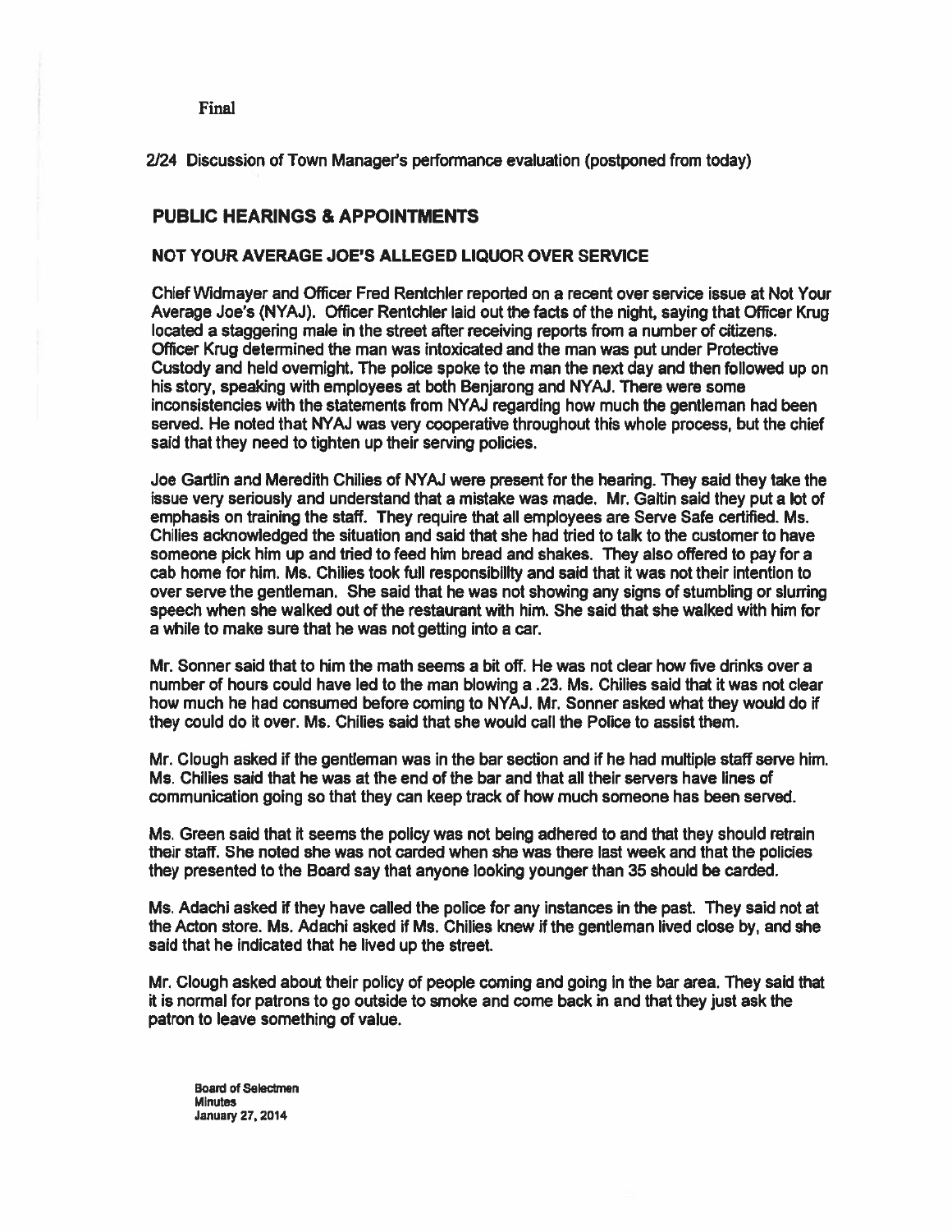Final

2/24 Discussion of Town Manager's performance evaluation (postponed from today)

## PUBLIC HEARINGS & APPOINTMENTS

### NOT YOUR AVERAGE JOE'S ALLEGED LIQUOR OVER SERVICE

Chief Widmayer and Officer Fred Rentchler reported on a recent over service issue at Not Your Average Joe's (NYAJ). Officer Rentchler laid out the facts of the night, saying that Officer Krug located a staggering male in the street after receiving reports from a number of citizens. Officer Krug determined the man was intoxicated and the man was put under Protective Custody and held overnight. The police spoke to the man the next day and then followed up on his story, speaking with employees at both Benjarong and NYAJ. There were some inconsistencies with the statements from NYAJ regarding how much the gentleman had been served. He noted that NYAJ was very cooperative throughout this whole process, but the chief said that they need to tighten up their serving policies.

Joe Gartlin and Meredith Chilies of NYAJ were present for the hearing. They said they take the issue very seriously and understand that a mistake was made. Mr. Galtin said they put a lot of emphasis on training the staff. They require that all employees are Serve Safe certified. Ms. Chilies acknowledged the situation and said that she had tried to talk to the customer to have someone pick him up and tried to feed him bread and shakes. They also offered to pay for a cab home for him. Ms. Chilies took full responsibility and said that it was not their intention to over serve the gentleman. She said that he was not showing any signs of stumbling or slurring speech when she walked out of the restaurant with him. She said that she walked with him for a while to make sure that he was not getting into a car.

Mr. Sonner said that to him the math seems a bit off. He was not clear how five drinks over a number of hours could have led to the man blowing a .23. Ms. Chilies said that it was not clear how much he had consumed before coming to NYAJ. Mr. Sonner asked what they would do if they could do it over. Ms. Chilies said that she would call the Police to assist them.

Mr. Clough asked if the gentleman was in the bar section and if he had multiple staff serve him. Ms. Chilies said that he was at the end of the bar and that all their servers have lines of communication going so that they can keep track of how much someone has been served.

Ms. Green said that it seems the policy was not being adhered to and that they should retrain their staff. She noted she was not carded when she was there last week and that the policies they presented to the Board say that anyone looking younger than 35 should be carded.

Ms. Adachi asked if they have called the police for any instances in the past. They said not at the Acton store. Ms. Adachi asked if Ms. Chilies knew if the gentleman lived close by, and she said that he indicated that he lived up the street.

Mr. Clough asked about their policy of people coming and going in the bar area. They said that it is normal for patrons to go outside to smoke and come back in and that they just ask the patron to leave something of value.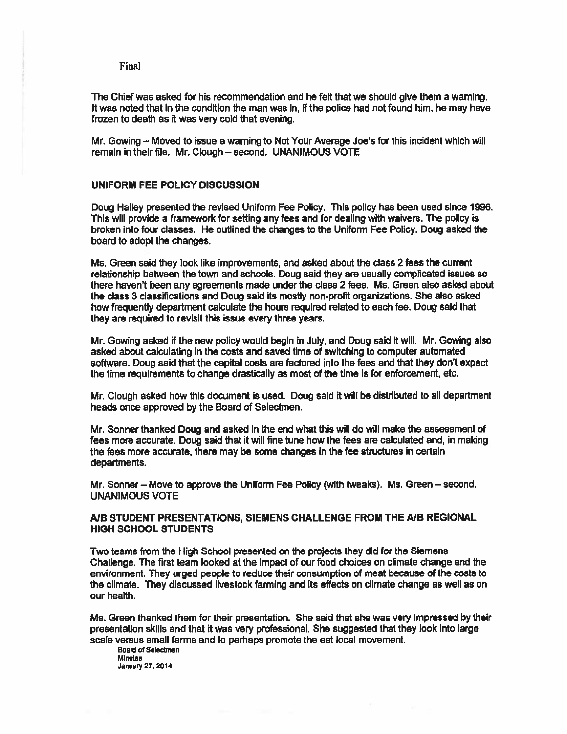Final

The Chief was asked for his recommendation and he felt that we should give them a warning. It was noted that in the condition the man was in, if the police had not found him, he may have frozen to death as it was very cold that evening.

Mr. Gowing – Moved to issue a warning to Not Your Average Joe's for this incident which will remain in their file. Mr. Clough – second. UNANIMOUS VOTE

## UNIFORM FEE POLICY DISCUSSION

Doug Halley presented the revised Uniform Fee Policy. This policy has been used since 1996. This will provide a framework for setting any fees and for dealing with waivers. The policy is broken into four classes. He outlined the changes to the Uniform Fee Policy. Doug asked the board to adopt the changes.

Ms. Green said they look like improvements, and asked about the class 2 fees the current relationship between the town and schools. Doug said they are usually complicated issues so there haven't been any agreements made under the class 2 fees. Ms. Green also asked about the class 3 classifications and Doug said its mostly non-profit organizations. She also asked how frequently department calculate the hours required related to each fee. Doug said that they are required to revisit this issue every three years.

Mr. Gowing asked if the new policy would begin in July, and Doug said it will. Mr. Gowing also asked about calculating in the costs and saved time of switching to computer automated software. Doug said that the capital costs are factored into the fees and that they don't expect the time requirements to change drastically as most of the time is for enforcement, etc.

Mr. Clough asked how this document is used. Doug said it will be distributed to all department heads once approved by the Board of Selectmen.

Mr. Sonner thanked Doug and asked in the end what this will do will make the assessment of fees more accurate. Doug said that it will fine tune how the fees are calculated and, in making the fees more accurate, there may be some changes in the fee structures in certain departments.

Mr. Sonner – Move to approve the Uniform Fee Policy (with tweaks). Ms. Green – second. UNANIMOUS VOTE

## A/B STUDENT PRESENTATIONS, SIEMENS CHALLENGE FROM THE A/B REGIONAL HIGH SCHOOL STUDENTS

Two teams from the High School presented on the projects they did for the Siemens Challenge. The first team looked at the impact of our food choices on climate change and the environment. They urged people to reduce their consumption of meat because of the costs to the climate. They discussed livestock farming and its effects on climate change as well as on our health.

Ms. Green thanked them for their presentation. She said that she was very impressed by their presentation skills and that it was very professional. She suggested that they look into large scale versus small farms and to perhaps promote the eat local movement.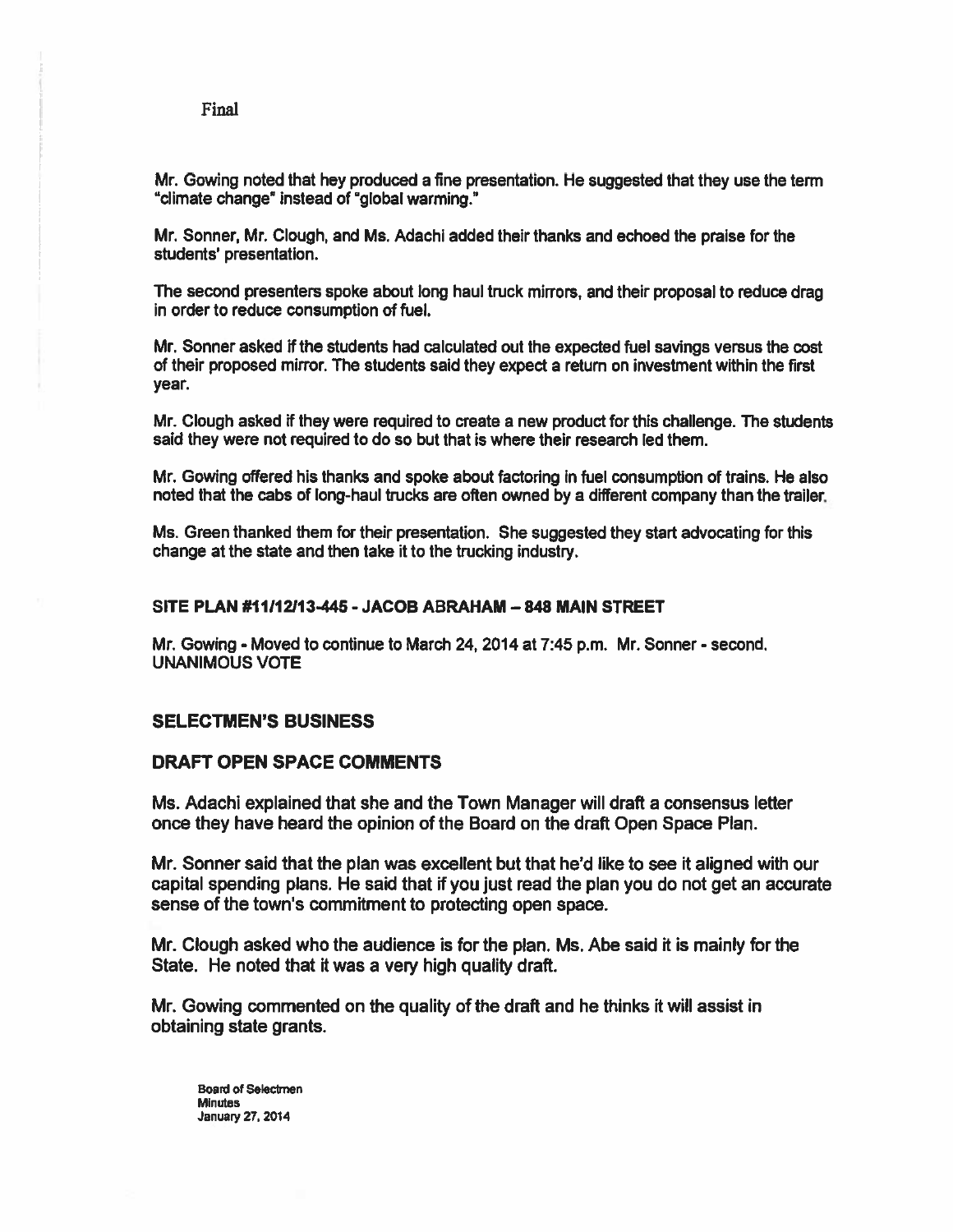Final

Mr. Gowing noted that hey produced a fine presentation. He suggested that they use the term "climate change" instead of "global warming."

Mr. Sonner, Mr. Clough, and Ms. Adachi added their thanks and echoed the praise for the students' presentation.

The second presenters spoke about long haul truck mirrors, and their proposal to reduce drag in order to reduce consumption of fuel.

Mr. Sonner asked if the students had calculated out the expected fuel savings versus the cost of their proposed mirror. The students said they expect a return on investment within the first year.

Mr. Clough asked if they were required to create a new product for this challenge. The students said they were not required to do so but that is where their research led them.

Mr. Gowing offered his thanks and spoke about factoring in fuel consumption of trains. He also noted that the cabs of long-haul trucks are often owned by a different company than the trailer.

Ms. Green thanked them for their presentation. She suggested they start advocating for this change at the state and then take it to the trucking industry.

**SITE PLAN #11/12/13-445 - JACOB ABRAHAM – 848 MAIN STREET**

Mr. Gowing - Moved to continue to March 24, 2014 at 7:45 p.m. Mr. Sonner - second. UNANIMOUS VOTE

## SELECTMEN'S BUSINESS

## DRAFT OPEN SPACE COMMENTS

Ms. Adachi explained that she and the Town Manager will draft a consensus letter once they have heard the opinion of the Board on the draft Open Space Plan.

Mr. Sonner said that the plan was excellent but that he'd like to see it aligned with our capital spending plans. He said that if you just read the plan you do not get an accurate sense of the town's commitment to protecting open space.

Mr. Clough asked who the audience is for the plan. Ms. Abe said it is mainly for the State. He noted that it was a very high quality draft.

Mr. Gowing commented on the quality of the draft and he thinks it will assist in obtaining state grants.

Board of Selectmen
Minutes
January 27, 2014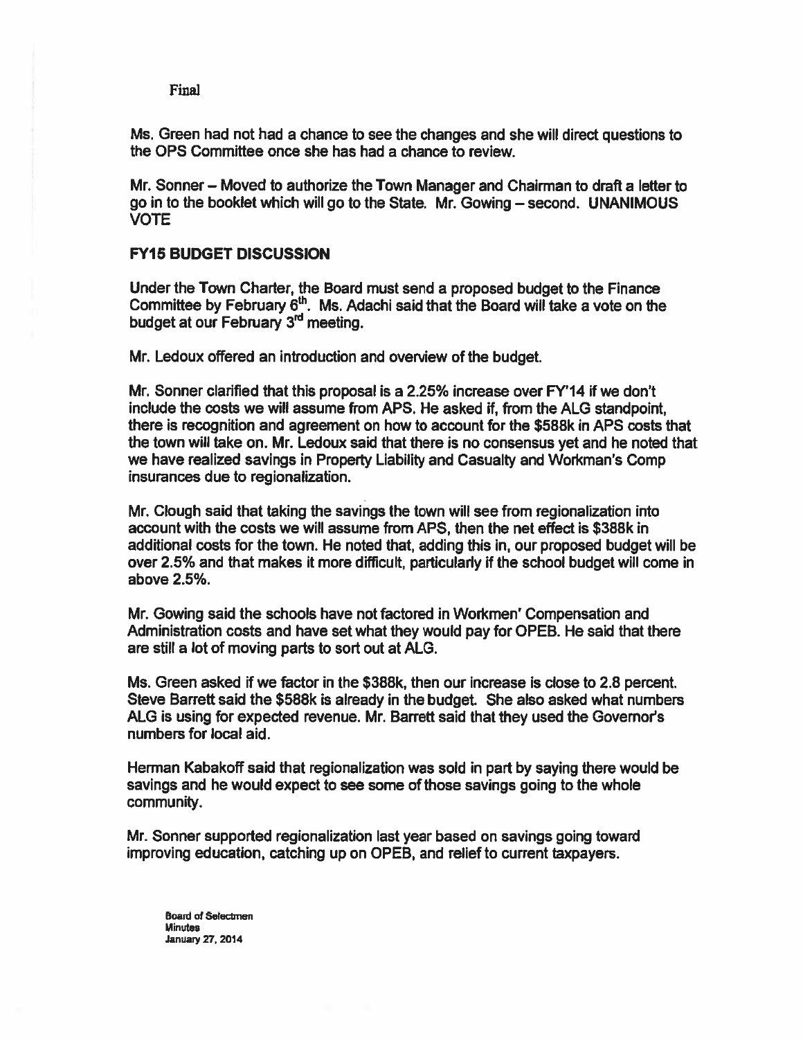Final

Ms. Green had not had a chance to see the changes and she will direct questions to the OPS Committee once she has had a chance to review.

Mr. Sonner – Moved to authorize the Town Manager and Chairman to draft a letter to go in to the booklet which will go to the State. Mr. Gowing – second. **UNANIMOUS VOTE**

## FY15 BUDGET DISCUSSION

Under the Town Charter, the Board must send a proposed budget to the Finance Committee by February 6th. Ms. Adachi said that the Board will take a vote on the budget at our February 3rd meeting.

Mr. Ledoux offered an introduction and overview of the budget.

Mr. Sonner clarified that this proposal is a 2.25% increase over FY'14 if we don't include the costs we will assume from APS. He asked if, from the ALG standpoint, there is recognition and agreement on how to account for the $588k in APS costs that the town will take on. Mr. Ledoux said that there is no consensus yet and he noted that we have realized savings in Property Liability and Casualty and Workman's Comp insurances due to regionalization.

Mr. Clough said that taking the savings the town will see from regionalization into account with the costs we will assume from APS, then the net effect is $388k in additional costs for the town. He noted that, adding this in, our proposed budget will be over 2.5% and that makes it more difficult, particularly if the school budget will come in above 2.5%.

Mr. Gowing said the schools have not factored in Workmen' Compensation and Administration costs and have set what they would pay for OPEB. He said that there are still a lot of moving parts to sort out at ALG.

Ms. Green asked if we factor in the $388k, then our increase is close to 2.8 percent. Steve Barrett said the $588k is already in the budget. She also asked what numbers ALG is using for expected revenue. Mr. Barrett said that they used the Governor's numbers for local aid.

Herman Kabakoff said that regionalization was sold in part by saying there would be savings and he would expect to see some of those savings going to the whole community.

Mr. Sonner supported regionalization last year based on savings going toward improving education, catching up on OPEB, and relief to current taxpayers.

Board of Selectmen
Minutes
January 27, 2014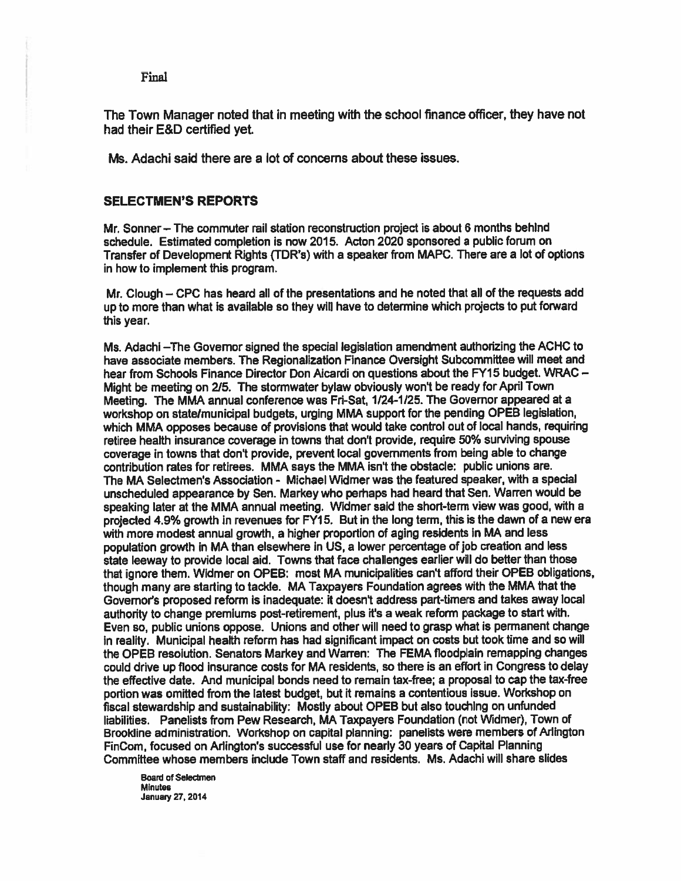Final

The Town Manager noted that in meeting with the school finance officer, they have not had their E&D certified yet.

Ms. Adachi said there are a lot of concerns about these issues.

## SELECTMEN'S REPORTS

Mr. Sonner – The commuter rail station reconstruction project is about 6 months behind schedule. Estimated completion is now 2015. Acton 2020 sponsored a public forum on Transfer of Development Rights (TDR's) with a speaker from MAPC. There are a lot of options in how to implement this program.

Mr. Clough – CPC has heard all of the presentations and he noted that all of the requests add up to more than what is available so they will have to determine which projects to put forward this year.

Ms. Adachi –The Governor signed the special legislation amendment authorizing the ACHC to have associate members. The Regionalization Finance Oversight Subcommittee will meet and hear from Schools Finance Director Don Aicardi on questions about the FY15 budget. WRAC – Might be meeting on 2/5. The stormwater bylaw obviously won't be ready for April Town Meeting. The MMA annual conference was Fri-Sat, 1/24-1/25. The Governor appeared at a workshop on state/municipal budgets, urging MMA support for the pending OPEB legislation, which MMA opposes because of provisions that would take control out of local hands, requiring retiree health insurance coverage in towns that don't provide, require 50% surviving spouse coverage in towns that don't provide, prevent local governments from being able to change contribution rates for retirees. MMA says the MMA isn't the obstacle: public unions are. The MA Selectmen's Association - Michael Widmer was the featured speaker, with a special unscheduled appearance by Sen. Markey who perhaps had heard that Sen. Warren would be speaking later at the MMA annual meeting. Widmer said the short-term view was good, with a projected 4.9% growth in revenues for FY15. But in the long term, this is the dawn of a new era with more modest annual growth, a higher proportion of aging residents in MA and less population growth in MA than elsewhere in US, a lower percentage of job creation and less state leeway to provide local aid. Towns that face challenges earlier will do better than those that ignore them. Widmer on OPEB: most MA municipalities can't afford their OPEB obligations, though many are starting to tackle. MA Taxpayers Foundation agrees with the MMA that the Governor's proposed reform is inadequate: it doesn't address part-timers and takes away local authority to change premiums post-retirement, plus it's a weak reform package to start with. Even so, public unions oppose. Unions and other will need to grasp what is permanent change in reality. Municipal health reform has had significant impact on costs but took time and so will the OPEB resolution. Senators Markey and Warren: The FEMA floodplain remapping changes could drive up flood insurance costs for MA residents, so there is an effort in Congress to delay the effective date. And municipal bonds need to remain tax-free; a proposal to cap the tax-free portion was omitted from the latest budget, but it remains a contentious issue. Workshop on fiscal stewardship and sustainability: Mostly about OPEB but also touching on unfunded liabilities. Panelists from Pew Research, MA Taxpayers Foundation (not Widmer), Town of Brookline administration. Workshop on capital planning: panelists were members of Arlington FinCom, focused on Arlington's successful use for nearly 30 years of Capital Planning Committee whose members include Town staff and residents. Ms. Adachi will share slides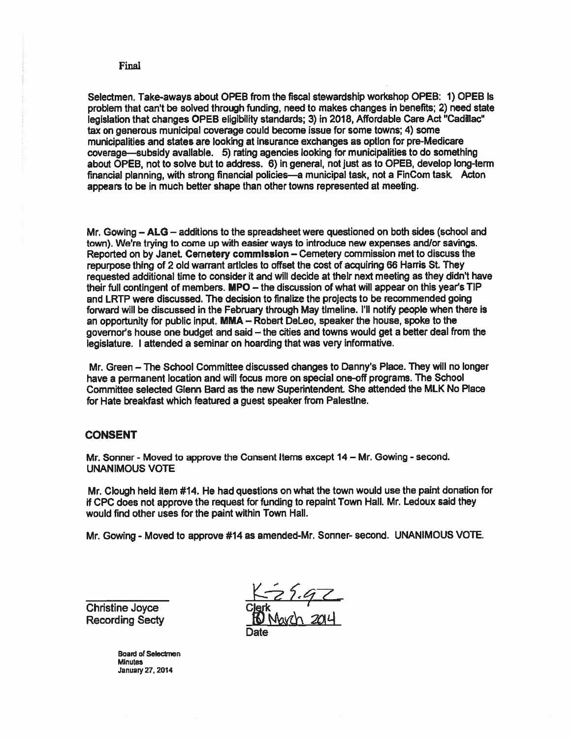Final

Selectmen. Take-aways about OPEB from the fiscal stewardship workshop OPEB: 1) OPEB is problem that can't be solved through funding, need to makes changes in benefits; 2) need state legislation that changes OPEB eligibility standards; 3) in 2018, Affordable Care Act "Cadillac" tax on generous municipal coverage could become issue for some towns; 4) some municipalities and states are looking at insurance exchanges as option for pre-Medicare coverage—subsidy available. 5) rating agencies looking for municipalities to do something about OPEB, not to solve but to address. 6) in general, not just as to OPEB, develop long-term financial planning, with strong financial policies—a municipal task, not a FinCom task. Acton appears to be in much better shape than other towns represented at meeting.

Mr. Gowing – **ALG** – additions to the spreadsheet were questioned on both sides (school and town). We're trying to come up with easier ways to introduce new expenses and/or savings. Reported on by Janet. **Cemetery commission** – Cemetery commission met to discuss the repurpose thing of 2 old warrant articles to offset the cost of acquiring 66 Harris St. They requested additional time to consider it and will decide at their next meeting as they didn't have their full contingent of members. **MPO** – the discussion of what will appear on this year's TIP and LRTP were discussed. The decision to finalize the projects to be recommended going forward will be discussed in the February through May timeline. I'll notify people when there is an opportunity for public input. **MMA** – Robert DeLeo, speaker the house, spoke to the governor's house one budget and said – the cities and towns would get a better deal from the legislature. I attended a seminar on hoarding that was very informative.

Mr. Green – The School Committee discussed changes to Danny's Place. They will no longer have a permanent location and will focus more on special one-off programs. The School Committee selected Glenn Bard as the new Superintendent. She attended the MLK No Place for Hate breakfast which featured a guest speaker from Palestine.

## CONSENT

Mr. Sonner - Moved to approve the Consent Items except 14 – Mr. Gowing - second. UNANIMOUS VOTE

Mr. Clough held item #14. He had questions on what the town would use the paint donation for if CPC does not approve the request for funding to repaint Town Hall. Mr. Ledoux said they would find other uses for the paint within Town Hall.

Mr. Gowing - Moved to approve #14 as amended-Mr. Sonner- second. UNANIMOUS VOTE.

Christine Joyce
Recording Secty

Clerk
10 March 2014
Date

Board of Selectmen
Minutes
January 27, 2014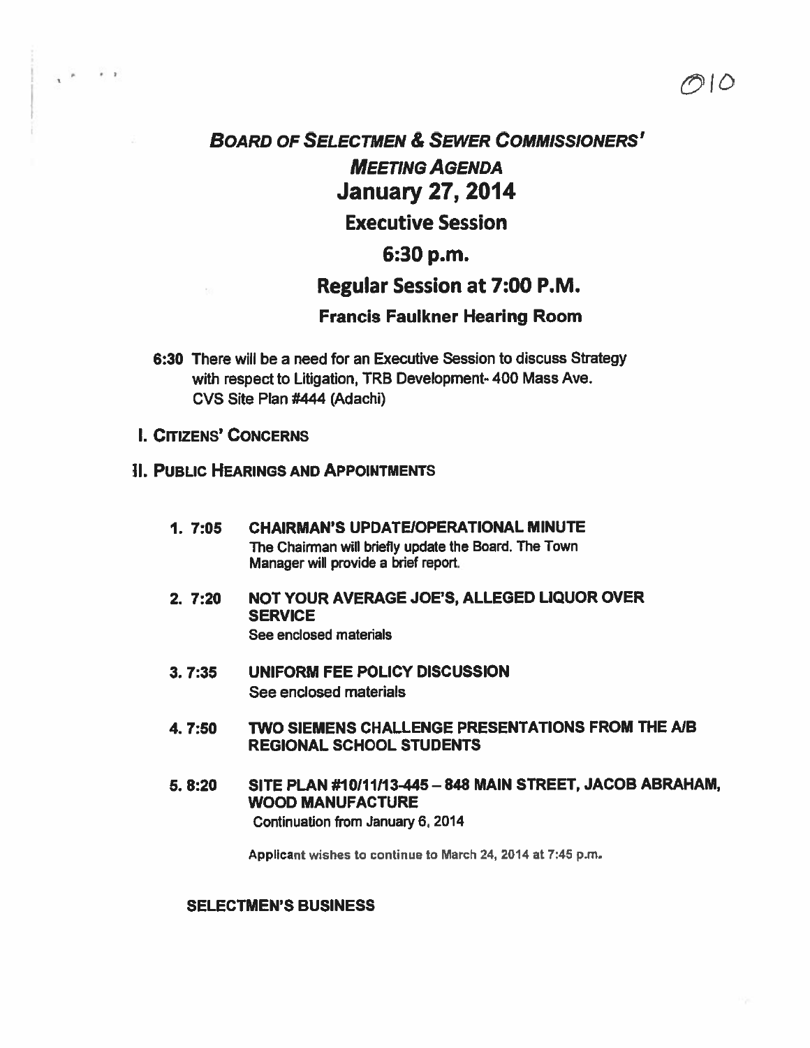# BOARD OF SELECTMEN & SEWER COMMISSIONERS' MEETING AGENDA

## January 27, 2014

## Executive Session

## 6:30 p.m.

## Regular Session at 7:00 P.M.

### Francis Faulkner Hearing Room

**6:30** There will be a need for an Executive Session to discuss Strategy with respect to Litigation, TRB Development- 400 Mass Ave. CVS Site Plan #444 (Adachi)

## I. CITIZENS' CONCERNS

## II. PUBLIC HEARINGS AND APPOINTMENTS

1. **7:05 CHAIRMAN'S UPDATE/OPERATIONAL MINUTE**
   The Chairman will briefly update the Board. The Town Manager will provide a brief report.

2. **7:20 NOT YOUR AVERAGE JOE'S, ALLEGED LIQUOR OVER SERVICE**
   See enclosed materials

3. **7:35 UNIFORM FEE POLICY DISCUSSION**
   See enclosed materials

4. **7:50 TWO SIEMENS CHALLENGE PRESENTATIONS FROM THE A/B REGIONAL SCHOOL STUDENTS**

5. **8:20 SITE PLAN #10/11/13-445 – 848 MAIN STREET, JACOB ABRAHAM, WOOD MANUFACTURE**
   Continuation from January 6, 2014

   Applicant wishes to continue to March 24, 2014 at 7:45 p.m.

**SELECTMEN'S BUSINESS**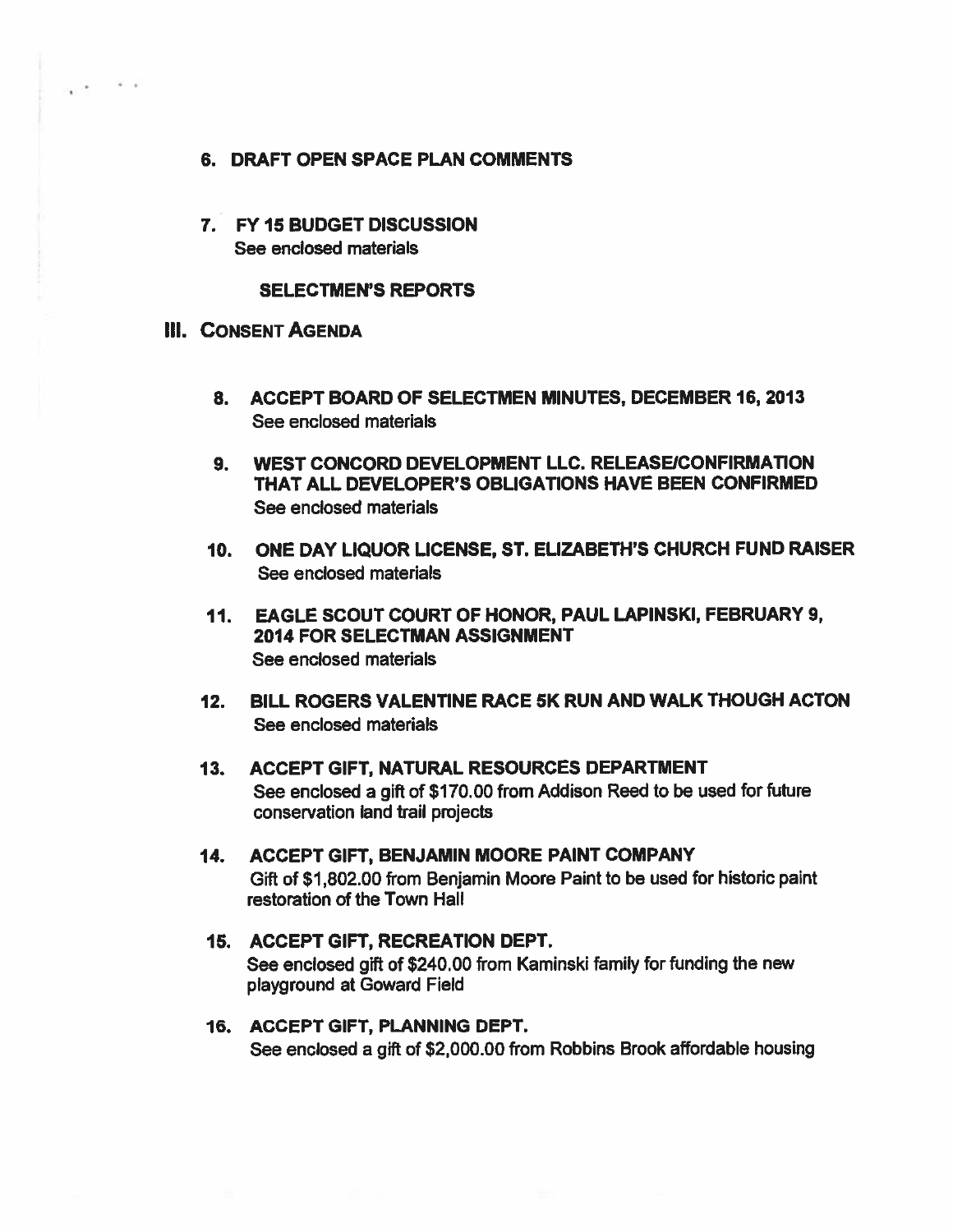6. **DRAFT OPEN SPACE PLAN COMMENTS**

7. **FY 15 BUDGET DISCUSSION**
   See enclosed materials

**SELECTMEN'S REPORTS**

## III. CONSENT AGENDA

8. **ACCEPT BOARD OF SELECTMEN MINUTES, DECEMBER 16, 2013**
   See enclosed materials

9. **WEST CONCORD DEVELOPMENT LLC. RELEASE/CONFIRMATION THAT ALL DEVELOPER'S OBLIGATIONS HAVE BEEN CONFIRMED**
   See enclosed materials

10. **ONE DAY LIQUOR LICENSE, ST. ELIZABETH'S CHURCH FUND RAISER**
    See enclosed materials

11. **EAGLE SCOUT COURT OF HONOR, PAUL LAPINSKI, FEBRUARY 9, 2014 FOR SELECTMAN ASSIGNMENT**
    See enclosed materials

12. **BILL ROGERS VALENTINE RACE 5K RUN AND WALK THOUGH ACTON**
    See enclosed materials

13. **ACCEPT GIFT, NATURAL RESOURCES DEPARTMENT**
    See enclosed a gift of $170.00 from Addison Reed to be used for future conservation land trail projects

14. **ACCEPT GIFT, BENJAMIN MOORE PAINT COMPANY**
    Gift of $1,802.00 from Benjamin Moore Paint to be used for historic paint restoration of the Town Hall

15. **ACCEPT GIFT, RECREATION DEPT.**
    See enclosed gift of $240.00 from Kaminski family for funding the new playground at Goward Field

16. **ACCEPT GIFT, PLANNING DEPT.**
    See enclosed a gift of $2,000.00 from Robbins Brook affordable housing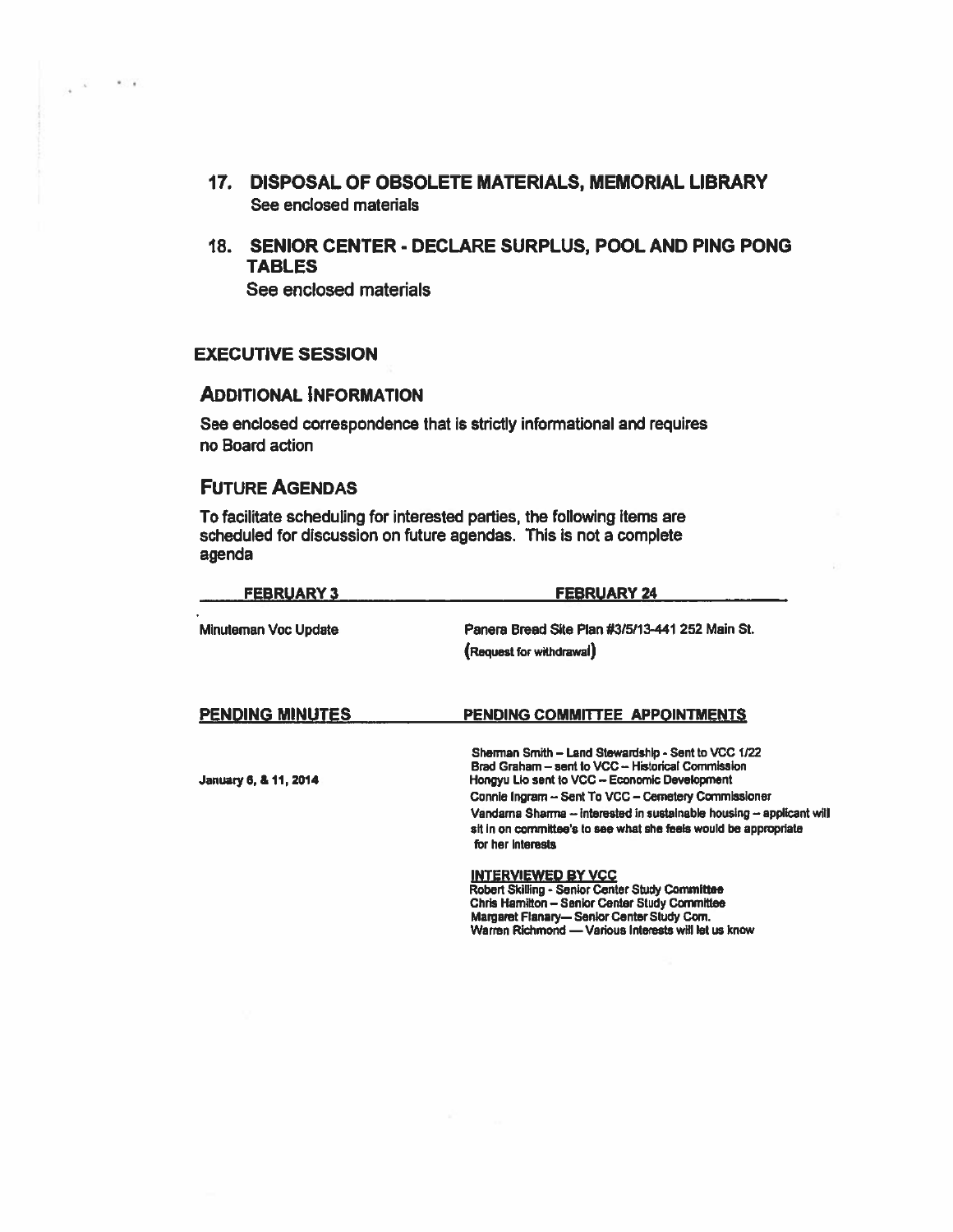## 17. DISPOSAL OF OBSOLETE MATERIALS, MEMORIAL LIBRARY

See enclosed materials

## 18. SENIOR CENTER - DECLARE SURPLUS, POOL AND PING PONG TABLES

See enclosed materials

### EXECUTIVE SESSION

### ADDITIONAL INFORMATION

See enclosed correspondence that is strictly informational and requires no Board action

### FUTURE AGENDAS

To facilitate scheduling for interested parties, the following items are scheduled for discussion on future agendas. This is not a complete agenda

| FEBRUARY 3 | FEBRUARY 24 |
|---|---|
| Minuteman Voc Update | Panera Bread Site Plan #3/5/13-441 252 Main St. (Request for withdrawal) |

| PENDING MINUTES | PENDING COMMITTEE APPOINTMENTS |
|---|---|
| January 6, & 11, 2014 | Sherman Smith – Land Stewardship - Sent to VCC 1/22<br>Brad Graham – sent to VCC – Historical Commission<br>Hongyu Lio sent to VCC – Economic Development<br>Connie Ingram – Sent To VCC – Cemetery Commissioner<br>Vandama Sharma – interested in sustainable housing – applicant will sit in on committee's to see what she feels would be appropriate for her interests |
| | **INTERVIEWED BY VCC**<br>Robert Skilling - Senior Center Study Committee<br>Chris Hamilton – Senior Center Study Committee<br>Margaret Flanary— Senior Center Study Com.<br>Warren Richmond — Various Interests will let us know |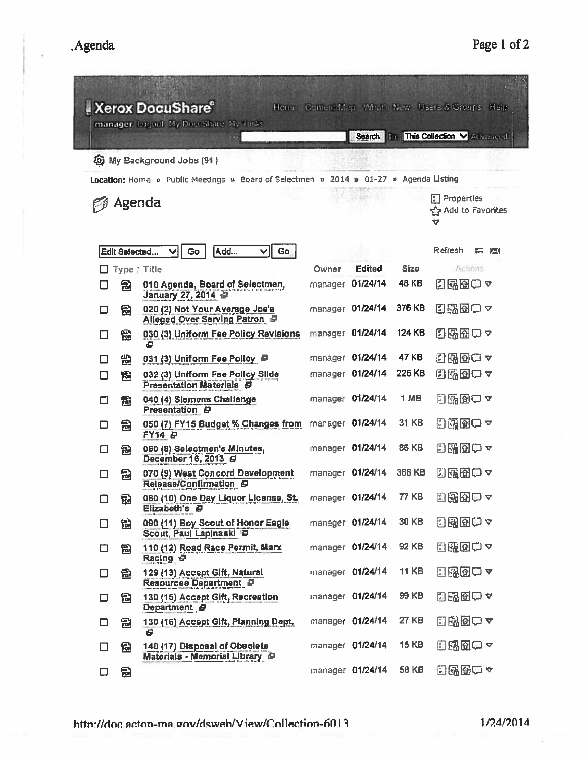Xerox DocuShare

Home Content Map What's New Users & Groups Help

manager Logout My DocuShare My Tasks

Search In: This Collection Advanced

My Background Jobs (91)

Location: Home » Public Meetings » Board of Selectmen » 2014 » 01-27 » Agenda Listing

# Agenda

Properties
Add to Favorites

Edit Selected... Go | Add... Go | Refresh

| Type | Title | Owner | Edited | Size | Actions |
|---|---|---|---|---|---|
| | 010 Agenda, Board of Selectmen, January 27, 2014 | manager | 01/24/14 | 48 KB | |
| | 020 (2) Not Your Average Joe's Alleged Over Serving Patron | manager | 01/24/14 | 376 KB | |
| | 030 (3) Uniform Fee Policy Revisions | manager | 01/24/14 | 124 KB | |
| | 031 (3) Uniform Fee Policy | manager | 01/24/14 | 47 KB | |
| | 032 (3) Uniform Fee Policy Slide Presentation Materials | manager | 01/24/14 | 225 KB | |
| | 040 (4) Siemens Challenge Presentation | manager | 01/24/14 | 1 MB | |
| | 050 (7) FY15 Budget % Changes from FY14 | manager | 01/24/14 | 31 KB | |
| | 060 (8) Selectmen's Minutes, December 16, 2013 | manager | 01/24/14 | 86 KB | |
| | 070 (9) West Concord Development Release/Confirmation | manager | 01/24/14 | 368 KB | |
| | 080 (10) One Day Liquor License, St. Elizabeth's | manager | 01/24/14 | 77 KB | |
| | 090 (11) Boy Scout of Honor Eagle Scout, Paul Lapinaski | manager | 01/24/14 | 30 KB | |
| | 110 (12) Road Race Permit, Marx Racing | manager | 01/24/14 | 92 KB | |
| | 129 (13) Accept Gift, Natural Resources Department | manager | 01/24/14 | 11 KB | |
| | 130 (15) Accept Gift, Recreation Department | manager | 01/24/14 | 99 KB | |
| | 130 (16) Accept Gift, Planning Dept. | manager | 01/24/14 | 27 KB | |
| | 140 (17) Disposal of Obsolete Materials - Memorial Library | manager | 01/24/14 | 15 KB | |
| | | manager | 01/24/14 | 58 KB | |

http://doc.acton-ma.gov/dsweb/View/Collection-6013 1/24/2014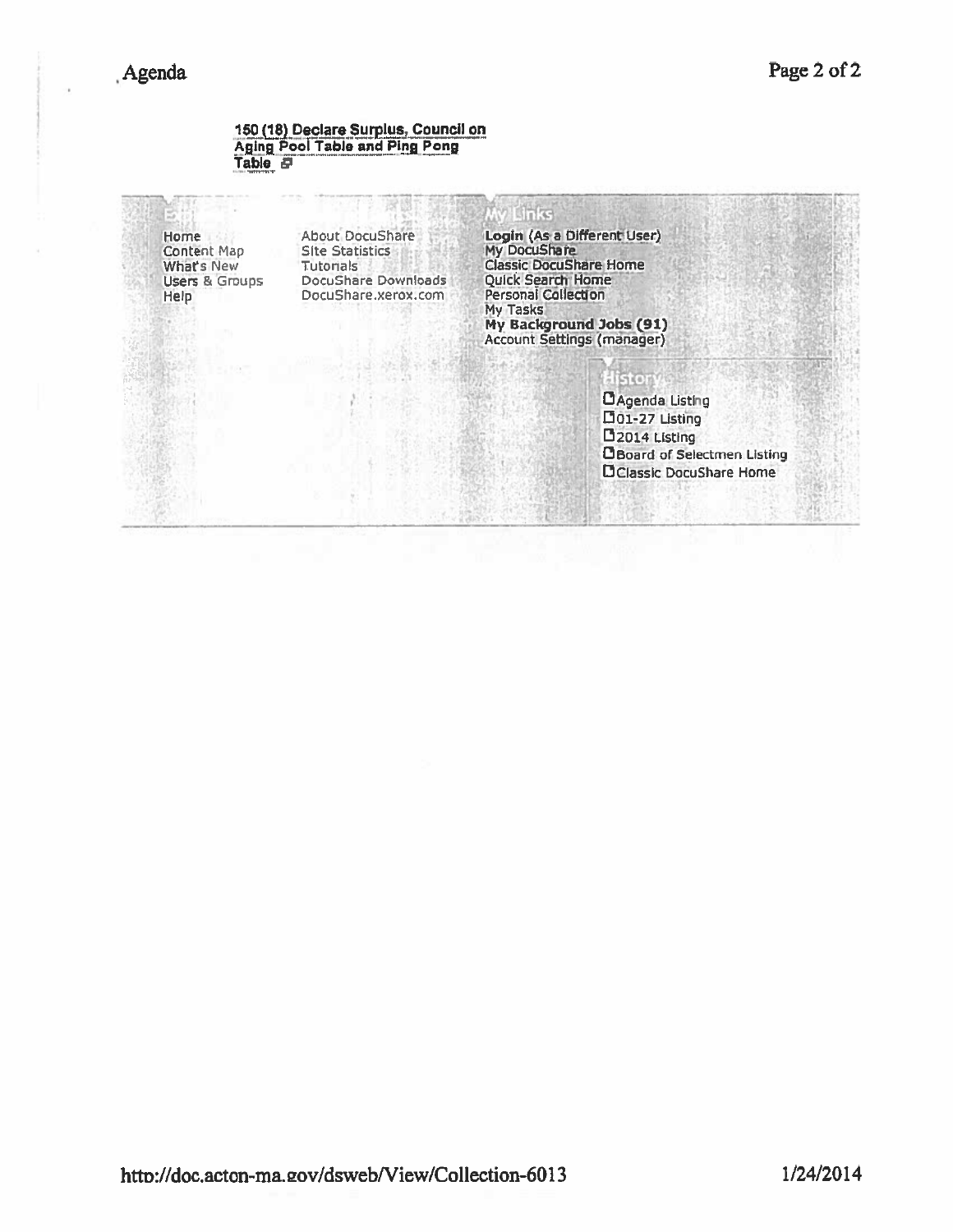150 (18) Declare Surplus, Council on Aging Pool Table and Ping Pong Table

My Links

Home
Content Map
What's New
Users & Groups
Help

About DocuShare
Site Statistics
Tutorials
DocuShare Downloads
DocuShare.xerox.com

Login (As a Different User)
My DocuShare
Classic DocuShare Home
Quick Search Home
Personal Collection
My Tasks
My Background Jobs (91)
Account Settings (manager)

History

Agenda Listing
01-27 Listing
2014 Listing
Board of Selectmen Listing
Classic DocuShare Home

http://doc.acton-ma.gov/dsweb/View/Collection-6013 1/24/2014